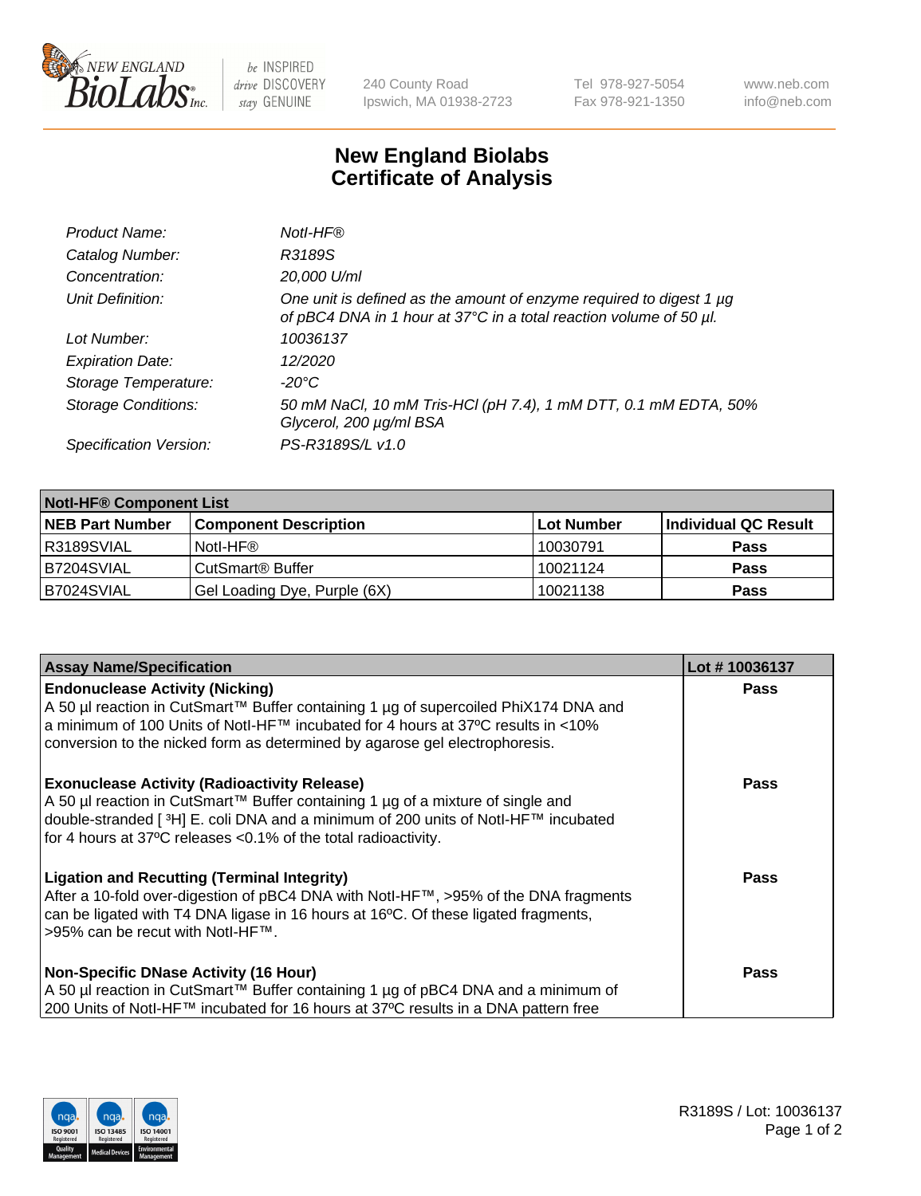# New England Biolabs
# Certificate of Analysis

| | |
|---|---|
| *Product Name:* | *NotI-HF®* |
| *Catalog Number:* | *R3189S* |
| *Concentration:* | *20,000 U/ml* |
| *Unit Definition:* | *One unit is defined as the amount of enzyme required to digest 1 µg of pBC4 DNA in 1 hour at 37°C in a total reaction volume of 50 µl.* |
| *Lot Number:* | *10036137* |
| *Expiration Date:* | *12/2020* |
| *Storage Temperature:* | *-20°C* |
| *Storage Conditions:* | *50 mM NaCl, 10 mM Tris-HCl (pH 7.4), 1 mM DTT, 0.1 mM EDTA, 50% Glycerol, 200 µg/ml BSA* |
| *Specification Version:* | *PS-R3189S/L v1.0* |

| NotI-HF® Component List | | | |
|---|---|---|---|
| **NEB Part Number** | **Component Description** | **Lot Number** | **Individual QC Result** |
| R3189SVIAL | NotI-HF® | 10030791 | **Pass** |
| B7204SVIAL | CutSmart® Buffer | 10021124 | **Pass** |
| B7024SVIAL | Gel Loading Dye, Purple (6X) | 10021138 | **Pass** |

| Assay Name/Specification | Lot # 10036137 |
|---|---|
| **Endonuclease Activity (Nicking)** A 50 µl reaction in CutSmart™ Buffer containing 1 µg of supercoiled PhiX174 DNA and a minimum of 100 Units of NotI-HF™ incubated for 4 hours at 37ºC results in <10% conversion to the nicked form as determined by agarose gel electrophoresis. | **Pass** |
| **Exonuclease Activity (Radioactivity Release)** A 50 µl reaction in CutSmart™ Buffer containing 1 µg of a mixture of single and double-stranded [ ³H] E. coli DNA and a minimum of 200 units of NotI-HF™ incubated for 4 hours at 37ºC releases <0.1% of the total radioactivity. | **Pass** |
| **Ligation and Recutting (Terminal Integrity)** After a 10-fold over-digestion of pBC4 DNA with NotI-HF™, >95% of the DNA fragments can be ligated with T4 DNA ligase in 16 hours at 16ºC. Of these ligated fragments, >95% can be recut with NotI-HF™. | **Pass** |
| **Non-Specific DNase Activity (16 Hour)** A 50 µl reaction in CutSmart™ Buffer containing 1 µg of pBC4 DNA and a minimum of 200 Units of NotI-HF™ incubated for 16 hours at 37ºC results in a DNA pattern free | **Pass** |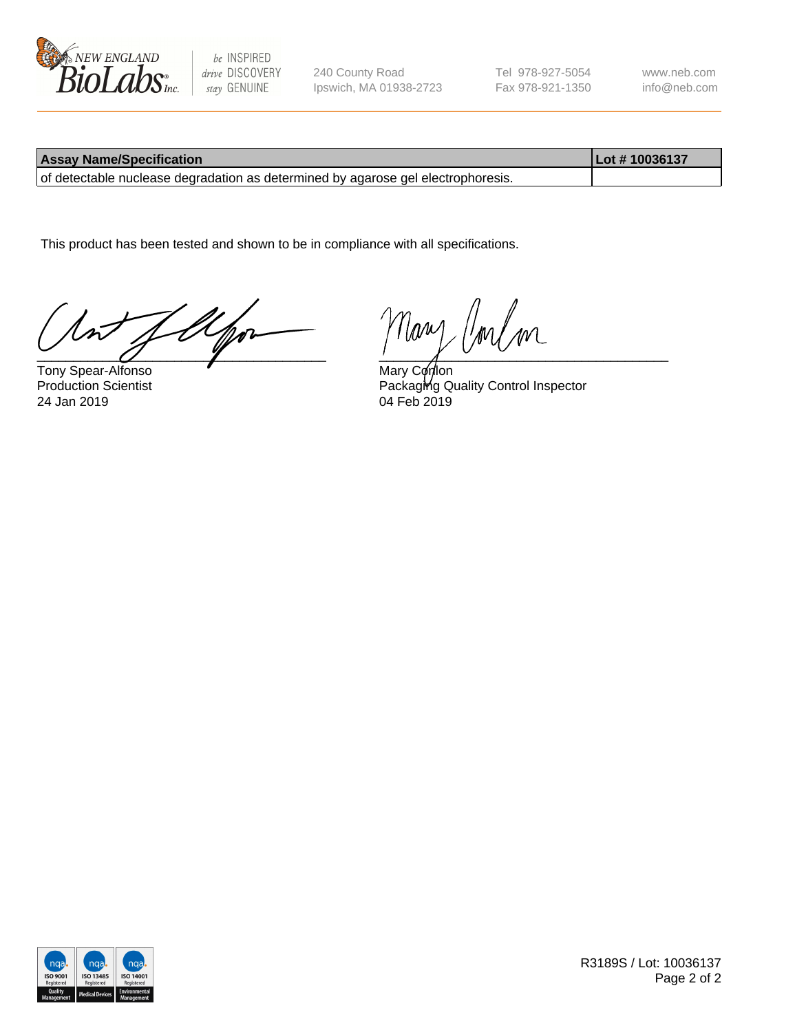| Assay Name/Specification | Lot # 10036137 |
|---|---|
| of detectable nuclease degradation as determined by agarose gel electrophoresis. | |

This product has been tested and shown to be in compliance with all specifications.

Tony Spear-Alfonso
Production Scientist
24 Jan 2019

Mary Conlon
Packaging Quality Control Inspector
04 Feb 2019

R3189S / Lot: 10036137